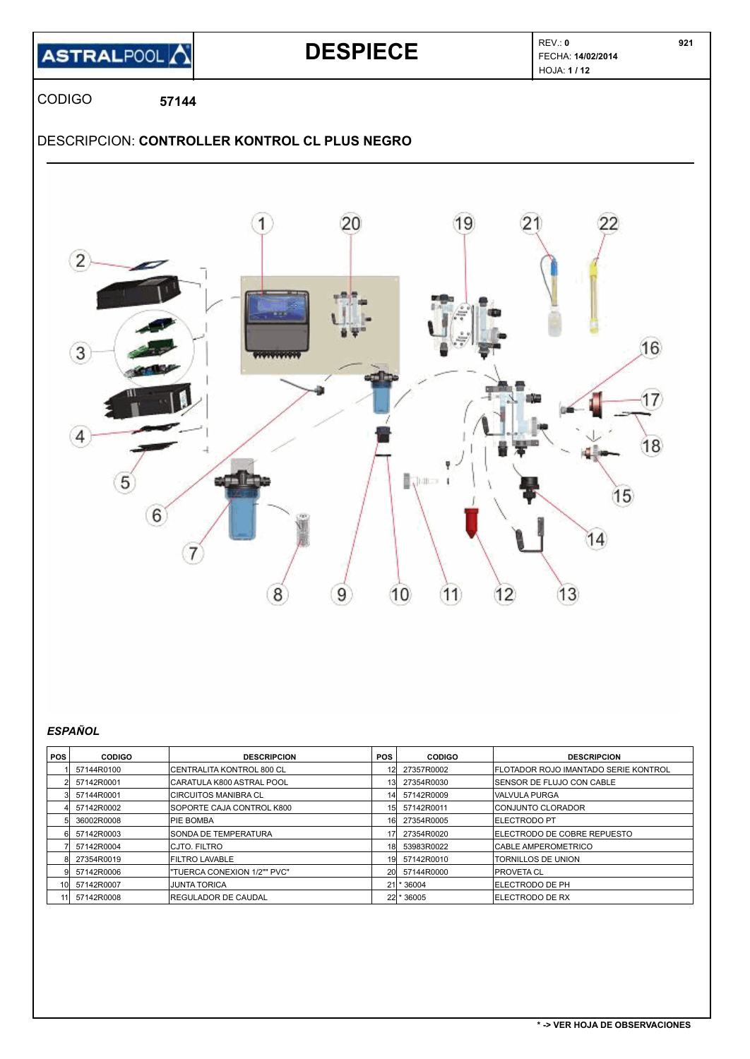**ASTRALPOOL**

# DESPIECE

REV.: **0** 921
FECHA: **14/02/2014**

CODIGO **57144**

DESCRIPCION: **CONTROLLER KONTROL CL PLUS NEGRO**

### *ESPAÑOL*

| POS | CODIGO | DESCRIPCION | POS | CODIGO | DESCRIPCION |
|---|---|---|---|---|---|
| 1 | 57144R0100 | CENTRALITA KONTROL 800 CL | 12 | 27357R0002 | FLOTADOR ROJO IMANTADO SERIE KONTROL |
| 2 | 57142R0001 | CARATULA K800 ASTRAL POOL | 13 | 27354R0030 | SENSOR DE FLUJO CON CABLE |
| 3 | 57144R0001 | CIRCUITOS MANIBRA CL | 14 | 57142R0009 | VALVULA PURGA |
| 4 | 57142R0002 | SOPORTE CAJA CONTROL K800 | 15 | 57142R0011 | CONJUNTO CLORADOR |
| 5 | 36002R0008 | PIE BOMBA | 16 | 27354R0005 | ELECTRODO PT |
| 6 | 57142R0003 | SONDA DE TEMPERATURA | 17 | 27354R0020 | ELECTRODO DE COBRE REPUESTO |
| 7 | 57142R0004 | CJTO. FILTRO | 18 | 53983R0022 | CABLE AMPEROMETRICO |
| 8 | 27354R0019 | FILTRO LAVABLE | 19 | 57142R0010 | TORNILLOS DE UNION |
| 9 | 57142R0006 | "TUERCA CONEXION 1/2"" PVC" | 20 | 57144R0000 | PROVETA CL |
| 10 | 57142R0007 | JUNTA TORICA | 21 | * 36004 | ELECTRODO DE PH |
| 11 | 57142R0008 | REGULADOR DE CAUDAL | 22 | * 36005 | ELECTRODO DE RX |

**\* -> VER HOJA DE OBSERVACIONES**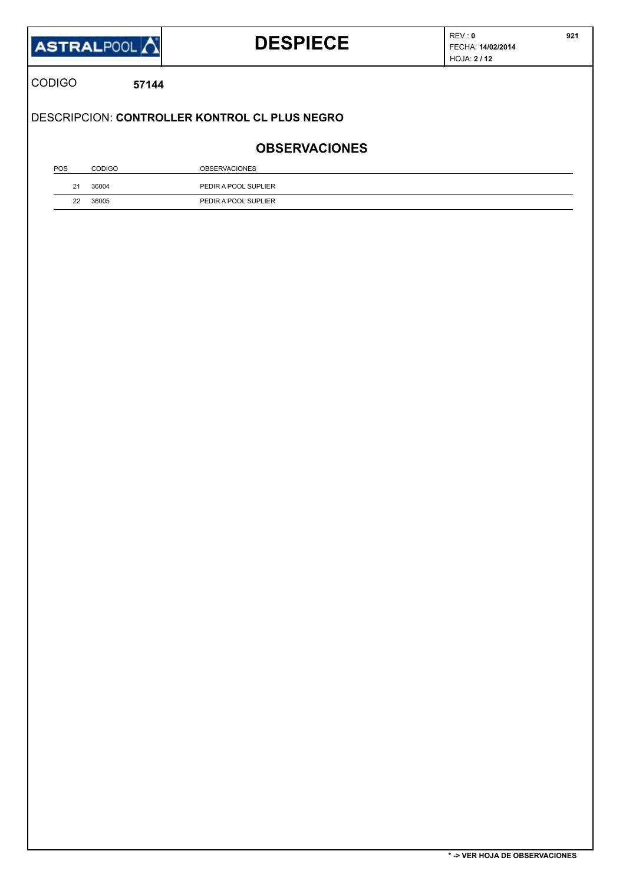# DESPIECE

REV.: **0**
FECHA: **14/02/2014**

CODIGO **57144**

DESCRIPCION: **CONTROLLER KONTROL CL PLUS NEGRO**

## OBSERVACIONES

| POS | CODIGO | OBSERVACIONES |
|---|---|---|
| 21 | 36004 | PEDIR A POOL SUPLIER |
| 22 | 36005 | PEDIR A POOL SUPLIER |

**\* -> VER HOJA DE OBSERVACIONES**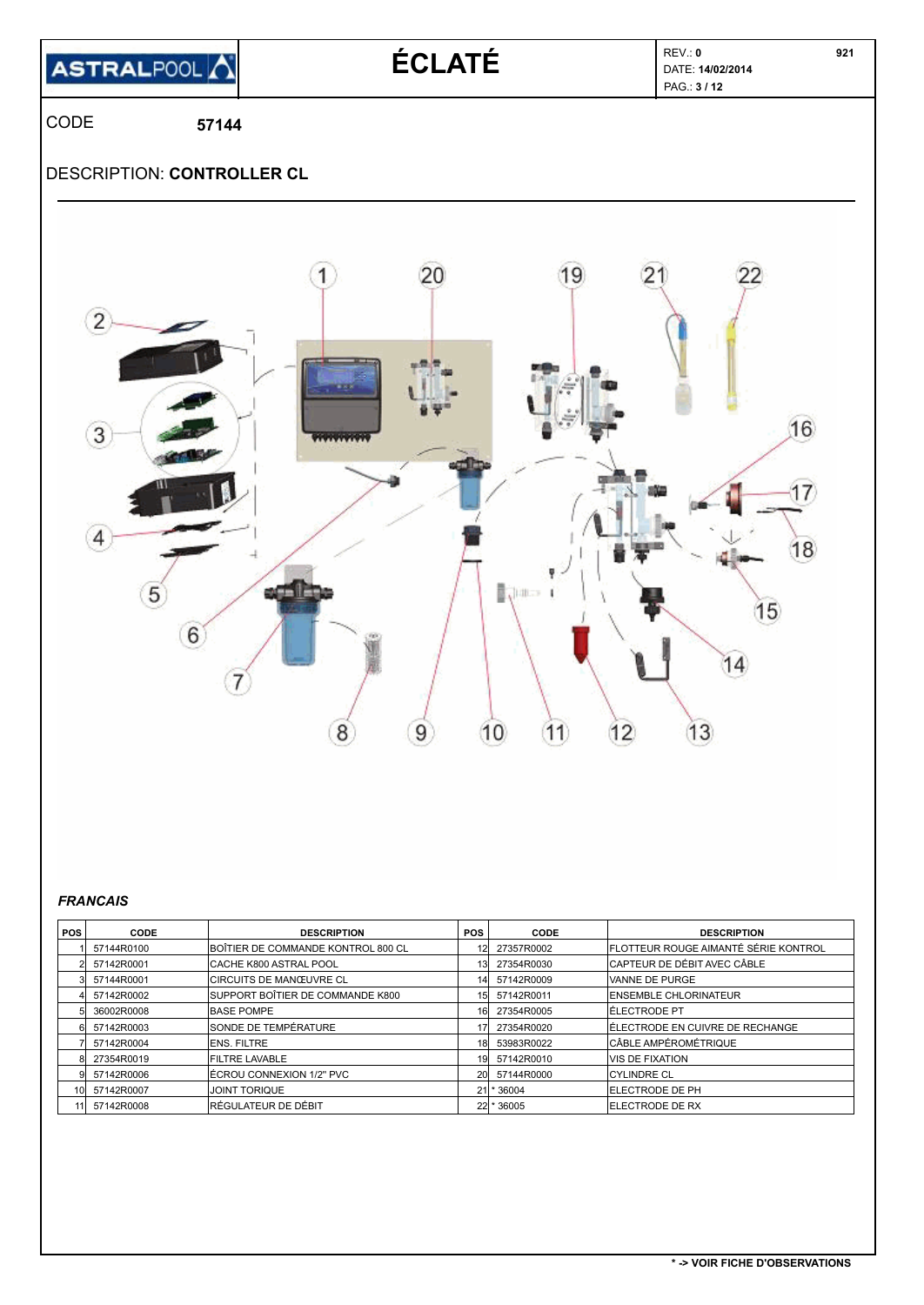# ÉCLATÉ

REV.: **0**
DATE: **14/02/2014**

921

CODE **57144**

DESCRIPTION: **CONTROLLER CL**

1 20 19 21 22 2 3 16 17 18 4 5 6 15 7 14 8 9 10 11 12 13

***FRANCAIS***

| POS | CODE | DESCRIPTION | POS | CODE | DESCRIPTION |
|---|---|---|---|---|---|
| 1 | 57144R0100 | BOÎTIER DE COMMANDE KONTROL 800 CL | 12 | 27357R0002 | FLOTTEUR ROUGE AIMANTÉ SÉRIE KONTROL |
| 2 | 57142R0001 | CACHE K800 ASTRAL POOL | 13 | 27354R0030 | CAPTEUR DE DÉBIT AVEC CÂBLE |
| 3 | 57144R0001 | CIRCUITS DE MANŒUVRE CL | 14 | 57142R0009 | VANNE DE PURGE |
| 4 | 57142R0002 | SUPPORT BOÎTIER DE COMMANDE K800 | 15 | 57142R0011 | ENSEMBLE CHLORINATEUR |
| 5 | 36002R0008 | BASE POMPE | 16 | 27354R0005 | ÉLECTRODE PT |
| 6 | 57142R0003 | SONDE DE TEMPÉRATURE | 17 | 27354R0020 | ÉLECTRODE EN CUIVRE DE RECHANGE |
| 7 | 57142R0004 | ENS. FILTRE | 18 | 53983R0022 | CÂBLE AMPÉROMÉTRIQUE |
| 8 | 27354R0019 | FILTRE LAVABLE | 19 | 57142R0010 | VIS DE FIXATION |
| 9 | 57142R0006 | ÉCROU CONNEXION 1/2" PVC | 20 | 57144R0000 | CYLINDRE CL |
| 10 | 57142R0007 | JOINT TORIQUE | 21 | * 36004 | ELECTRODE DE PH |
| 11 | 57142R0008 | RÉGULATEUR DE DÉBIT | 22 | * 36005 | ELECTRODE DE RX |

**\* -> VOIR FICHE D'OBSERVATIONS**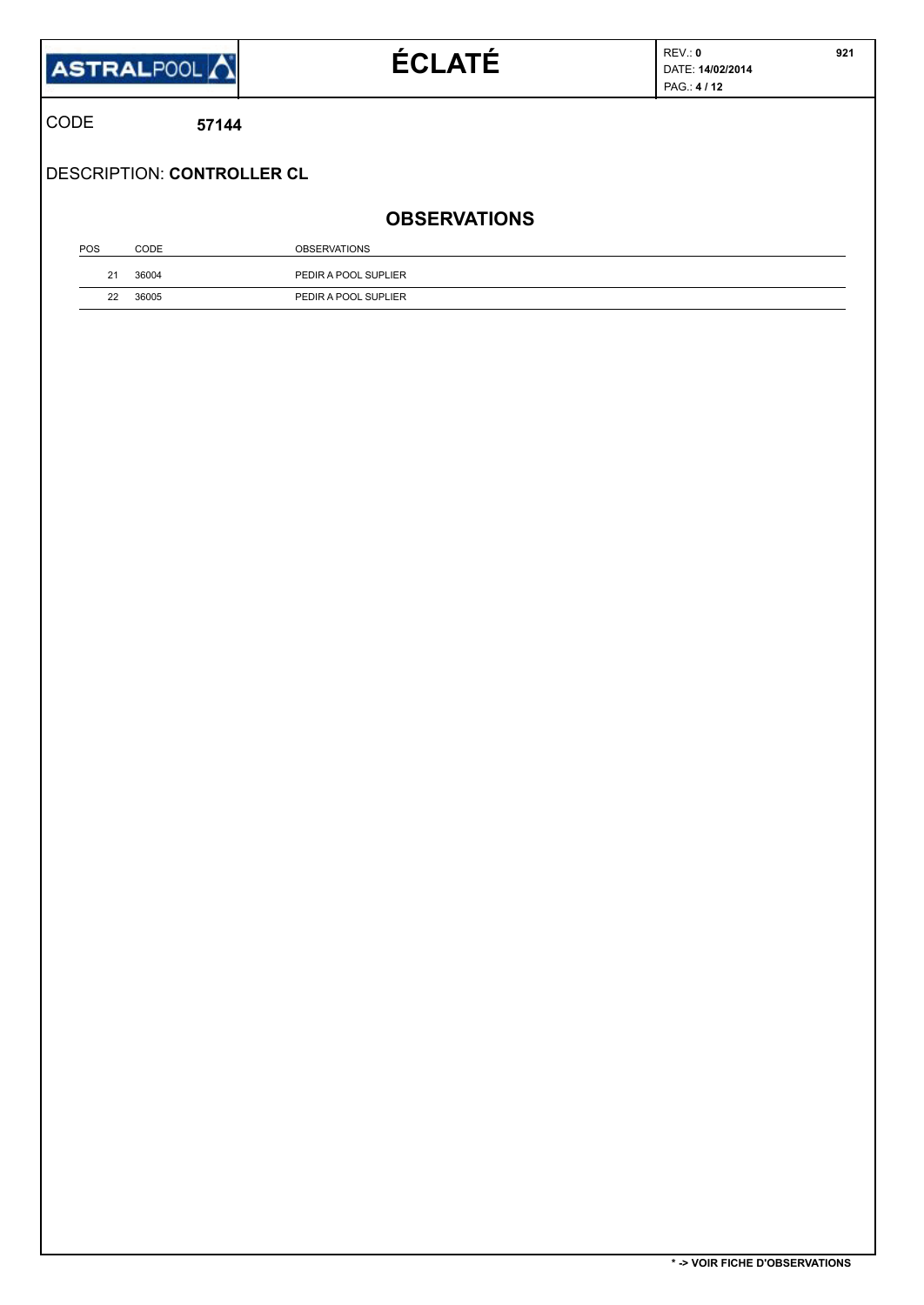# ÉCLATÉ

REV.: **0** | DATE: **14/02/2014** | **921**

CODE **57144**

DESCRIPTION: **CONTROLLER CL**

## OBSERVATIONS

| POS | CODE | OBSERVATIONS |
|---|---|---|
| 21 | 36004 | PEDIR A POOL SUPLIER |
| 22 | 36005 | PEDIR A POOL SUPLIER |

**\* -> VOIR FICHE D'OBSERVATIONS**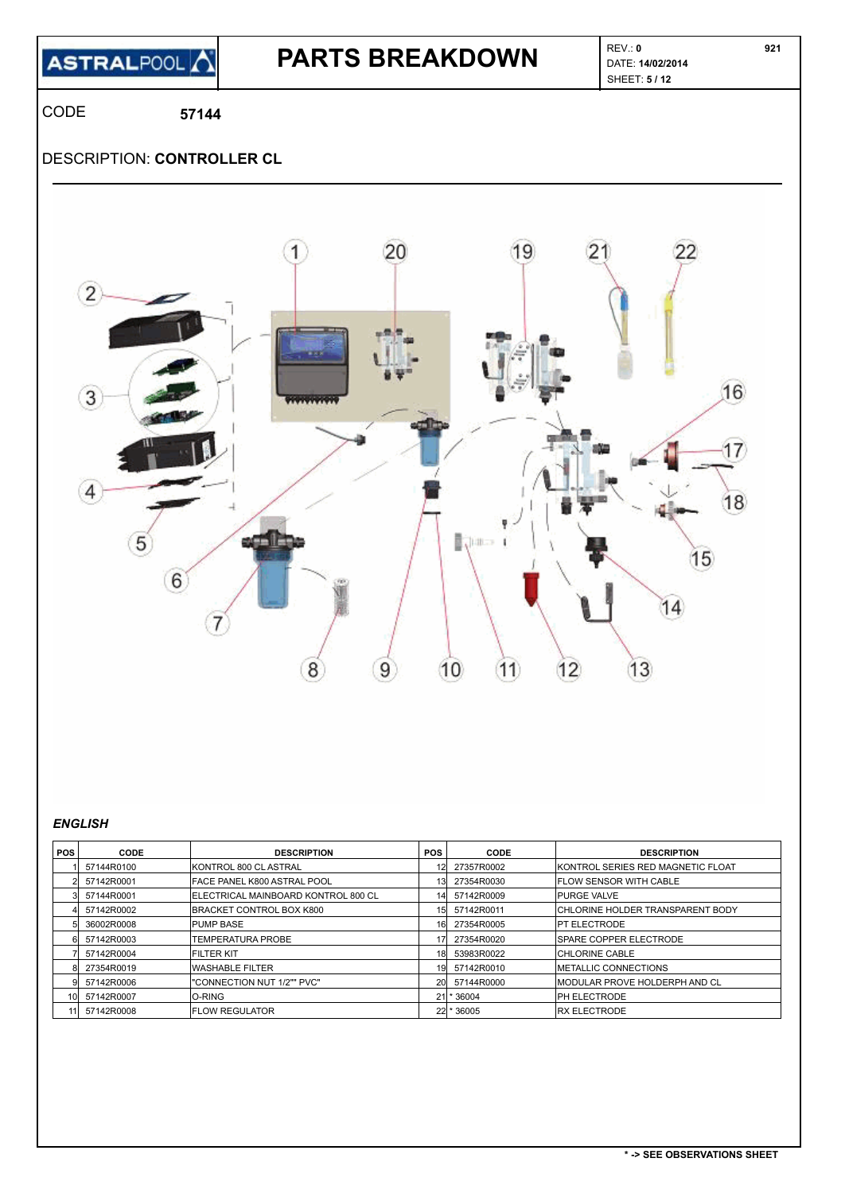# PARTS BREAKDOWN

REV.: **0**
DATE: **14/02/2014**
SHEET: **5 / 12**

921

CODE **57144**

DESCRIPTION: **CONTROLLER CL**

***ENGLISH***

| POS | CODE | DESCRIPTION | POS | CODE | DESCRIPTION |
|---|---|---|---|---|---|
| 1 | 57144R0100 | KONTROL 800 CL ASTRAL | 12 | 27357R0002 | KONTROL SERIES RED MAGNETIC FLOAT |
| 2 | 57142R0001 | FACE PANEL K800 ASTRAL POOL | 13 | 27354R0030 | FLOW SENSOR WITH CABLE |
| 3 | 57144R0001 | ELECTRICAL MAINBOARD KONTROL 800 CL | 14 | 57142R0009 | PURGE VALVE |
| 4 | 57142R0002 | BRACKET CONTROL BOX K800 | 15 | 57142R0011 | CHLORINE HOLDER TRANSPARENT BODY |
| 5 | 36002R0008 | PUMP BASE | 16 | 27354R0005 | PT ELECTRODE |
| 6 | 57142R0003 | TEMPERATURA PROBE | 17 | 27354R0020 | SPARE COPPER ELECTRODE |
| 7 | 57142R0004 | FILTER KIT | 18 | 53983R0022 | CHLORINE CABLE |
| 8 | 27354R0019 | WASHABLE FILTER | 19 | 57142R0010 | METALLIC CONNECTIONS |
| 9 | 57142R0006 | "CONNECTION NUT 1/2"" PVC" | 20 | 57144R0000 | MODULAR PROVE HOLDERPH AND CL |
| 10 | 57142R0007 | O-RING | 21 | * 36004 | PH ELECTRODE |
| 11 | 57142R0008 | FLOW REGULATOR | 22 | * 36005 | RX ELECTRODE |

**\* -> SEE OBSERVATIONS SHEET**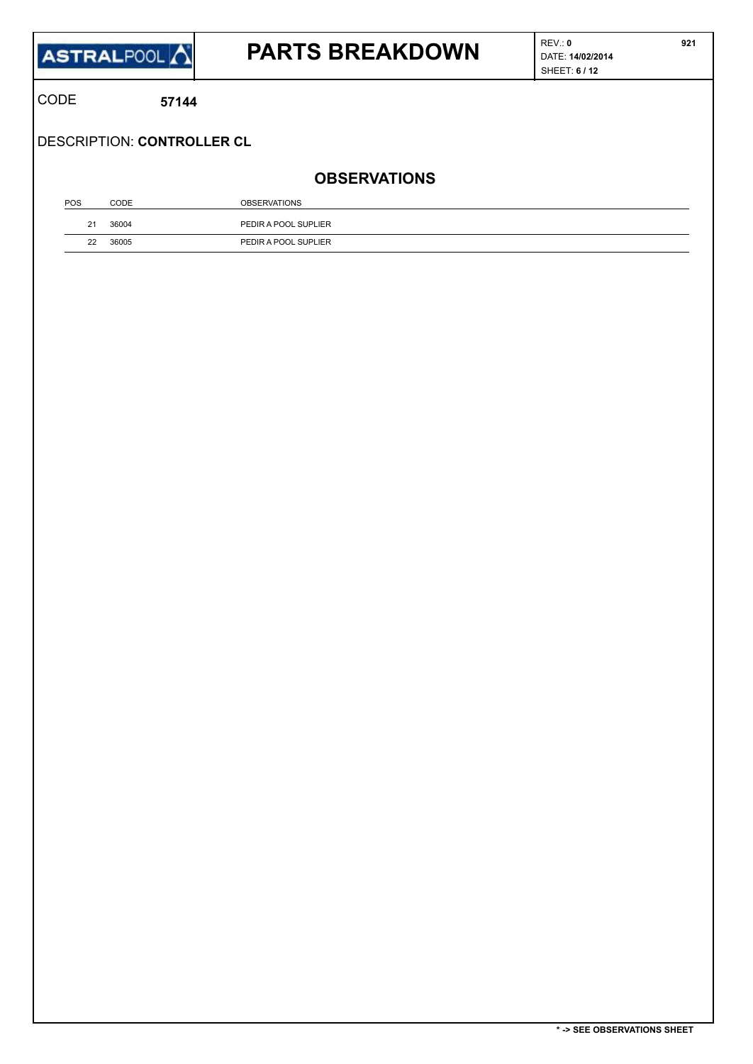# PARTS BREAKDOWN

REV.: **0**
DATE: **14/02/2014**

CODE **57144**

DESCRIPTION: **CONTROLLER CL**

## OBSERVATIONS

| POS | CODE | OBSERVATIONS |
|---|---|---|
| 21 | 36004 | PEDIR A POOL SUPLIER |
| 22 | 36005 | PEDIR A POOL SUPLIER |

**\* -> SEE OBSERVATIONS SHEET**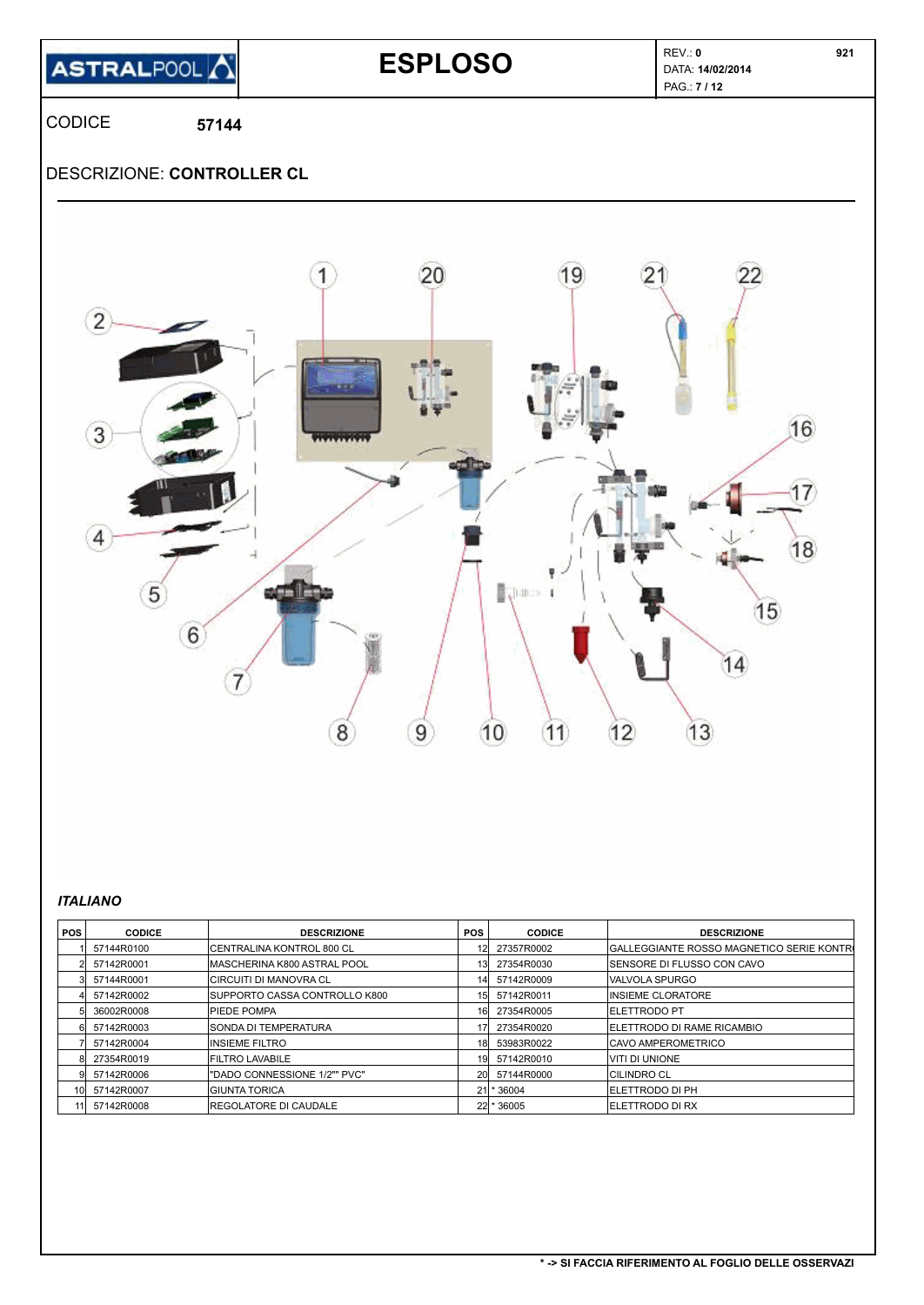# ESPLOSO

REV.: **0** **921**
DATA: **14/02/2014**

CODICE **57144**

DESCRIZIONE: **CONTROLLER CL**

***ITALIANO***

| POS | CODICE | DESCRIZIONE | POS | CODICE | DESCRIZIONE |
|---|---|---|---|---|---|
| 1 | 57144R0100 | CENTRALINA KONTROL 800 CL | 12 | 27357R0002 | GALLEGGIANTE ROSSO MAGNETICO SERIE KONTR |
| 2 | 57142R0001 | MASCHERINA K800 ASTRAL POOL | 13 | 27354R0030 | SENSORE DI FLUSSO CON CAVO |
| 3 | 57144R0001 | CIRCUITI DI MANOVRA CL | 14 | 57142R0009 | VALVOLA SPURGO |
| 4 | 57142R0002 | SUPPORTO CASSA CONTROLLO K800 | 15 | 57142R0011 | INSIEME CLORATORE |
| 5 | 36002R0008 | PIEDE POMPA | 16 | 27354R0005 | ELETTRODO PT |
| 6 | 57142R0003 | SONDA DI TEMPERATURA | 17 | 27354R0020 | ELETTRODO DI RAME RICAMBIO |
| 7 | 57142R0004 | INSIEME FILTRO | 18 | 53983R0022 | CAVO AMPEROMETRICO |
| 8 | 27354R0019 | FILTRO LAVABILE | 19 | 57142R0010 | VITI DI UNIONE |
| 9 | 57142R0006 | "DADO CONNESSIONE 1/2"" PVC" | 20 | 57144R0000 | CILINDRO CL |
| 10 | 57142R0007 | GIUNTA TORICA | 21 | * 36004 | ELETTRODO DI PH |
| 11 | 57142R0008 | REGOLATORE DI CAUDALE | 22 | * 36005 | ELETTRODO DI RX |

**\* -> SI FACCIA RIFERIMENTO AL FOGLIO DELLE OSSERVAZI**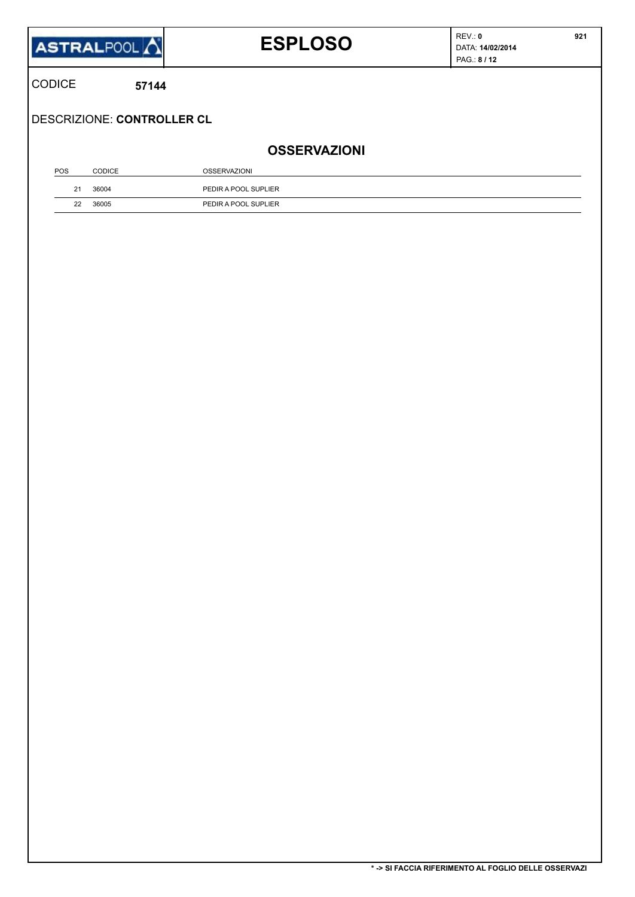# ESPLOSO

CODICE **57144**

DESCRIZIONE: **CONTROLLER CL**

## OSSERVAZIONI

| POS | CODICE | OSSERVAZIONI |
|---|---|---|
| 21 | 36004 | PEDIR A POOL SUPLIER |
| 22 | 36005 | PEDIR A POOL SUPLIER |

**\* -> SI FACCIA RIFERIMENTO AL FOGLIO DELLE OSSERVAZI**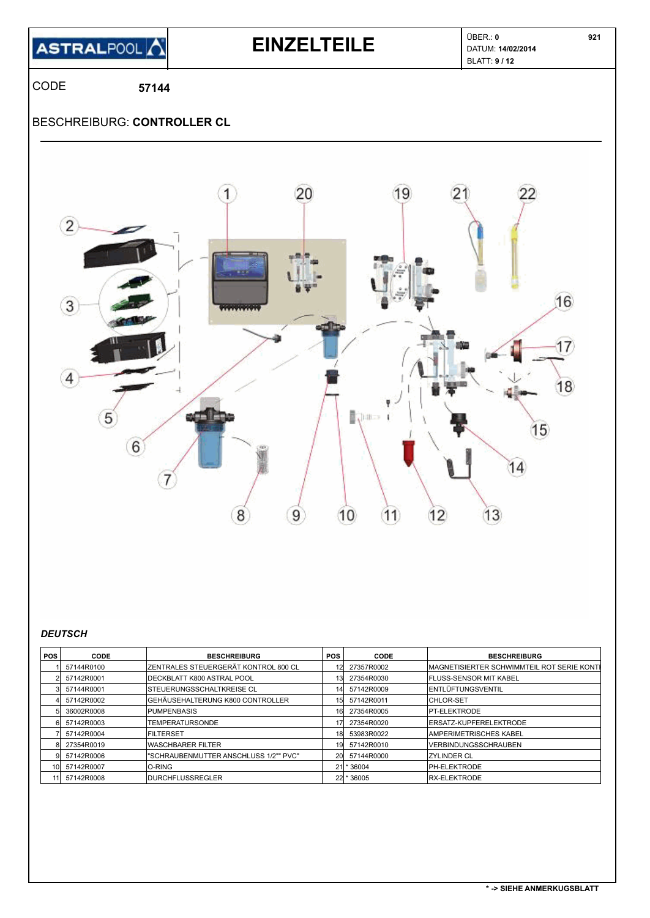# EINZELTEILE

ÜBER.: **0** 921
DATUM: **14/02/2014**

CODE **57144**

BESCHREIBURG: **CONTROLLER CL**

***DEUTSCH***

| POS | CODE | BESCHREIBURG | POS | CODE | BESCHREIBURG |
|---|---|---|---|---|---|
| 1 | 57144R0100 | ZENTRALES STEUERGERÄT KONTROL 800 CL | 12 | 27357R0002 | MAGNETISIERTER SCHWIMMTEIL ROT SERIE KONTI |
| 2 | 57142R0001 | DECKBLATT K800 ASTRAL POOL | 13 | 27354R0030 | FLUSS-SENSOR MIT KABEL |
| 3 | 57144R0001 | STEUERUNGSSCHALTKREISE CL | 14 | 57142R0009 | ENTLÜFTUNGSVENTIL |
| 4 | 57142R0002 | GEHÄUSEHALTERUNG K800 CONTROLLER | 15 | 57142R0011 | CHLOR-SET |
| 5 | 36002R0008 | PUMPENBASIS | 16 | 27354R0005 | PT-ELEKTRODE |
| 6 | 57142R0003 | TEMPERATURSONDE | 17 | 27354R0020 | ERSATZ-KUPFERELEKTRODE |
| 7 | 57142R0004 | FILTERSET | 18 | 53983R0022 | AMPERIMETRISCHES KABEL |
| 8 | 27354R0019 | WASCHBARER FILTER | 19 | 57142R0010 | VERBINDUNGSSCHRAUBEN |
| 9 | 57142R0006 | "SCHRAUBENMUTTER ANSCHLUSS 1/2"" PVC" | 20 | 57144R0000 | ZYLINDER CL |
| 10 | 57142R0007 | O-RING | 21 | * 36004 | PH-ELEKTRODE |
| 11 | 57142R0008 | DURCHFLUSSREGLER | 22 | * 36005 | RX-ELEKTRODE |

**\* -> SIEHE ANMERKUGSBLATT**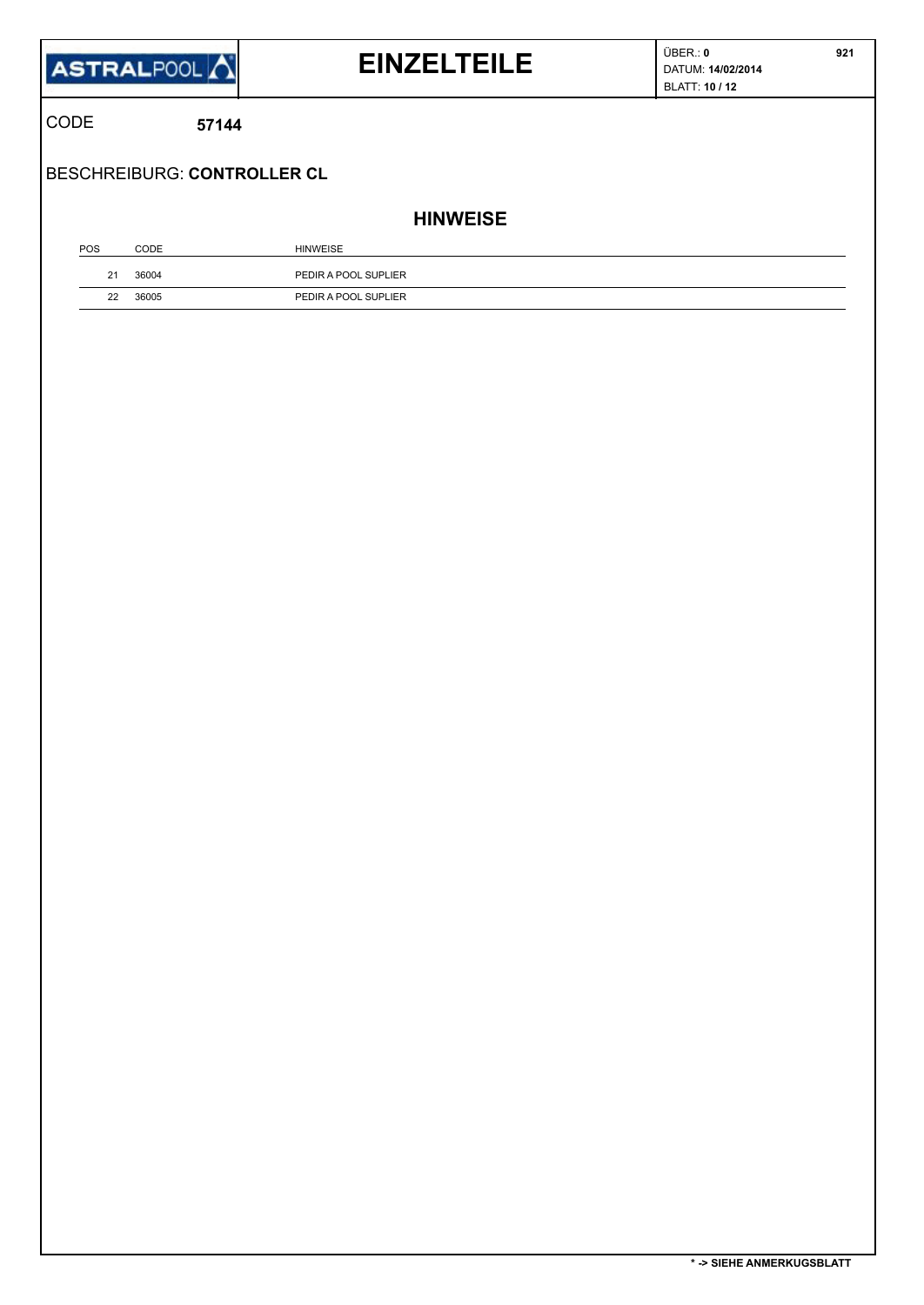# EINZELTEILE

ÜBER.: **0** **921**
DATUM: **14/02/2014**

CODE **57144**

BESCHREIBURG: **CONTROLLER CL**

## HINWEISE

| POS | CODE | HINWEISE |
| --- | --- | --- |
| 21 | 36004 | PEDIR A POOL SUPLIER |
| 22 | 36005 | PEDIR A POOL SUPLIER |

**\* -> SIEHE ANMERKUGSBLATT**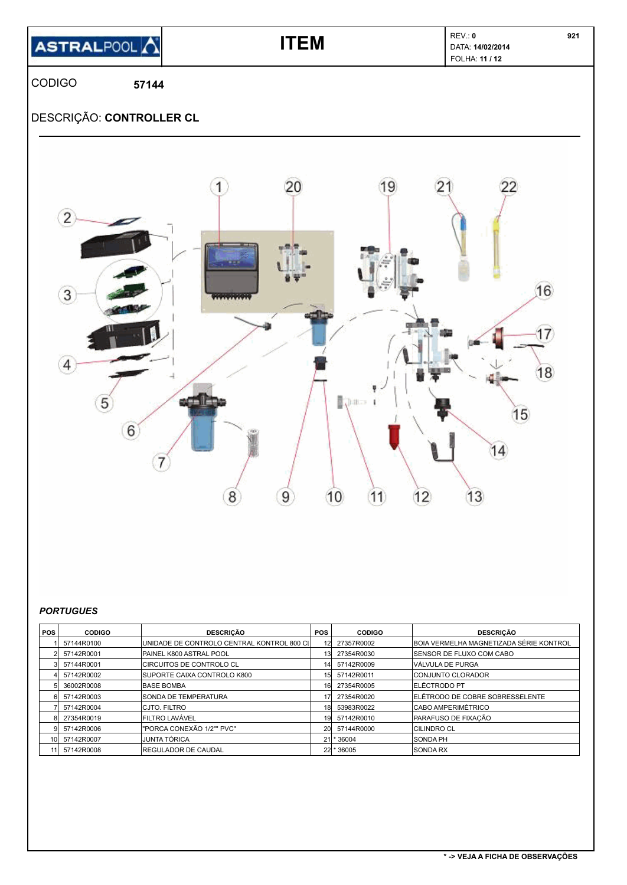| ASTRALPOOL | ITEM | REV.: **0** 921<br>DATA: **14/02/2014**<br>FOLHA: **11 / 12** |
|---|---|---|

CODIGO **57144**

DESCRIÇÃO: **CONTROLLER CL**

***PORTUGUES***

| POS | CODIGO | DESCRIÇÃO | POS | CODIGO | DESCRIÇÃO |
|---|---|---|---|---|---|
| 1 | 57144R0100 | UNIDADE DE CONTROLO CENTRAL KONTROL 800 Cl | 12 | 27357R0002 | BOIA VERMELHA MAGNETIZADA SÉRIE KONTROL |
| 2 | 57142R0001 | PAINEL K800 ASTRAL POOL | 13 | 27354R0030 | SENSOR DE FLUXO COM CABO |
| 3 | 57144R0001 | CIRCUITOS DE CONTROLO CL | 14 | 57142R0009 | VÁLVULA DE PURGA |
| 4 | 57142R0002 | SUPORTE CAIXA CONTROLO K800 | 15 | 57142R0011 | CONJUNTO CLORADOR |
| 5 | 36002R0008 | BASE BOMBA | 16 | 27354R0005 | ELÉCTRODO PT |
| 6 | 57142R0003 | SONDA DE TEMPERATURA | 17 | 27354R0020 | ELÉTRODO DE COBRE SOBRESSELENTE |
| 7 | 57142R0004 | CJTO. FILTRO | 18 | 53983R0022 | CABO AMPERIMÉTRICO |
| 8 | 27354R0019 | FILTRO LAVÁVEL | 19 | 57142R0010 | PARAFUSO DE FIXAÇÃO |
| 9 | 57142R0006 | "PORCA CONEXÃO 1/2"" PVC" | 20 | 57144R0000 | CILINDRO CL |
| 10 | 57142R0007 | JUNTA TÓRICA | 21 | * 36004 | SONDA PH |
| 11 | 57142R0008 | REGULADOR DE CAUDAL | 22 | * 36005 | SONDA RX |

**\* -> VEJA A FICHA DE OBSERVAÇÕES**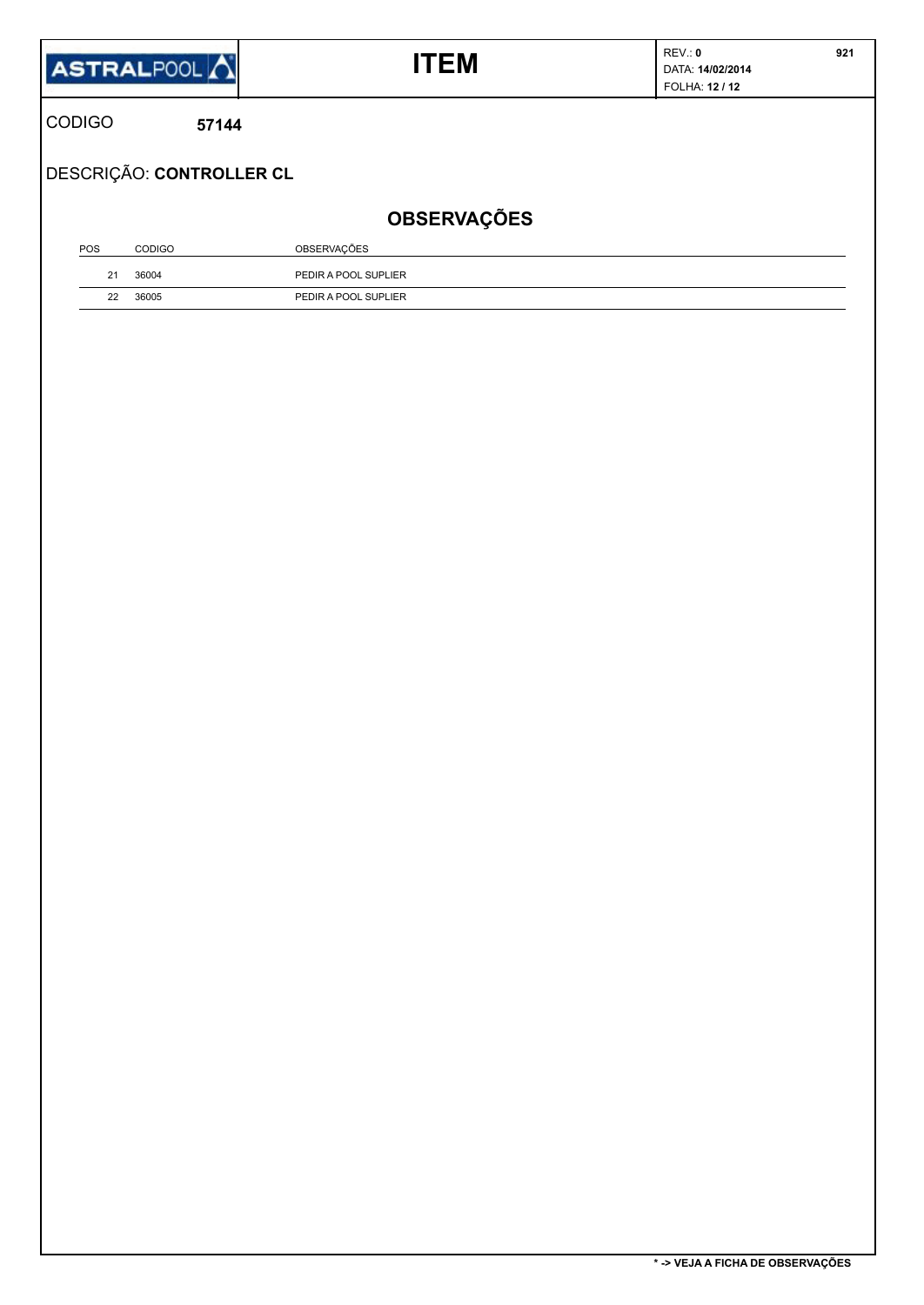| ASTRALPOOL | ITEM | REV.: **0** DATA: **14/02/2014** FOLHA: **12 / 12** | 921 |
|---|---|---|---|

CODIGO **57144**

DESCRIÇÃO: **CONTROLLER CL**

## OBSERVAÇÕES

| POS | CODIGO | OBSERVAÇÕES |
|---|---|---|
| 21 | 36004 | PEDIR A POOL SUPLIER |
| 22 | 36005 | PEDIR A POOL SUPLIER |

**\* -> VEJA A FICHA DE OBSERVAÇÕES**